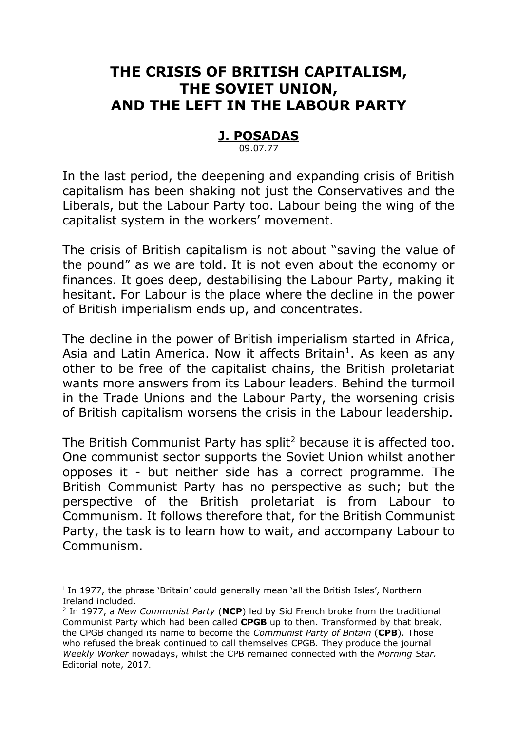# THE CRISIS OF BRITISH CAPITALISM, THE SOVIET UNION, AND THE LEFT IN THE LABOUR PARTY

## J. POSADAS

09.07.77

In the last period, the deepening and expanding crisis of British capitalism has been shaking not just the Conservatives and the Liberals, but the Labour Party too. Labour being the wing of the capitalist system in the workers' movement.

The crisis of British capitalism is not about "saving the value of the pound" as we are told. It is not even about the economy or finances. It goes deep, destabilising the Labour Party, making it hesitant. For Labour is the place where the decline in the power of British imperialism ends up, and concentrates.

The decline in the power of British imperialism started in Africa, Asia and Latin America. Now it affects Britain[1]. As keen as any other to be free of the capitalist chains, the British proletariat wants more answers from its Labour leaders. Behind the turmoil in the Trade Unions and the Labour Party, the worsening crisis of British capitalism worsens the crisis in the Labour leadership.

The British Communist Party has split[2] because it is affected too. One communist sector supports the Soviet Union whilst another opposes it - but neither side has a correct programme. The British Communist Party has no perspective as such; but the perspective of the British proletariat is from Labour to Communism. It follows therefore that, for the British Communist Party, the task is to learn how to wait, and accompany Labour to Communism.

---

[1] In 1977, the phrase 'Britain' could generally mean 'all the British Isles', Northern Ireland included.

[2] In 1977, a *New Communist Party* (**NCP**) led by Sid French broke from the traditional Communist Party which had been called **CPGB** up to then. Transformed by that break, the CPGB changed its name to become the *Communist Party of Britain* (**CPB**). Those who refused the break continued to call themselves CPGB. They produce the journal *Weekly Worker* nowadays, whilst the CPB remained connected with the *Morning Star.* Editorial note, 2017.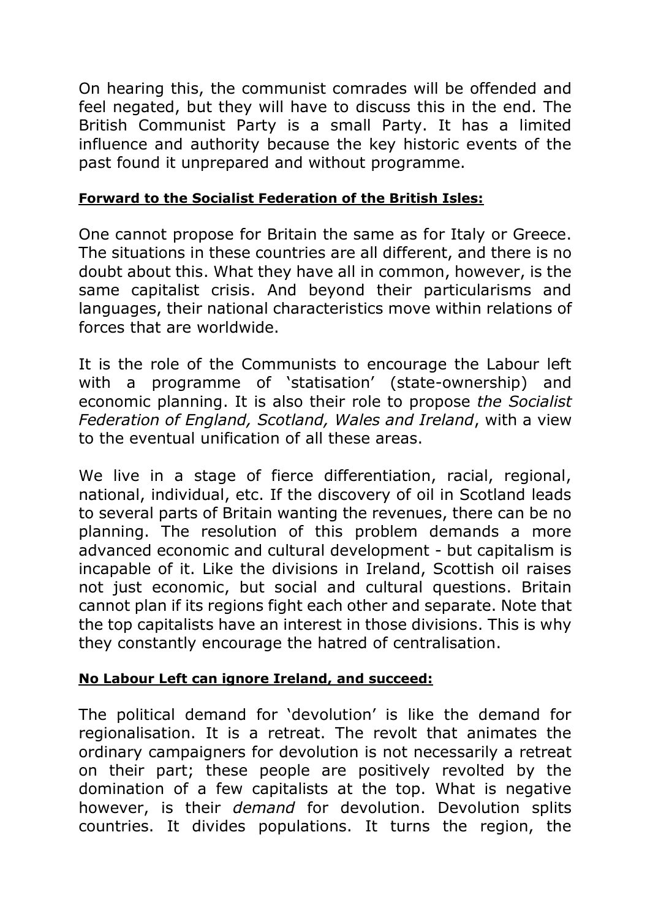On hearing this, the communist comrades will be offended and feel negated, but they will have to discuss this in the end. The British Communist Party is a small Party. It has a limited influence and authority because the key historic events of the past found it unprepared and without programme.

**Forward to the Socialist Federation of the British Isles:**

One cannot propose for Britain the same as for Italy or Greece. The situations in these countries are all different, and there is no doubt about this. What they have all in common, however, is the same capitalist crisis. And beyond their particularisms and languages, their national characteristics move within relations of forces that are worldwide.

It is the role of the Communists to encourage the Labour left with a programme of 'statisation' (state-ownership) and economic planning. It is also their role to propose *the Socialist Federation of England, Scotland, Wales and Ireland*, with a view to the eventual unification of all these areas.

We live in a stage of fierce differentiation, racial, regional, national, individual, etc. If the discovery of oil in Scotland leads to several parts of Britain wanting the revenues, there can be no planning. The resolution of this problem demands a more advanced economic and cultural development - but capitalism is incapable of it. Like the divisions in Ireland, Scottish oil raises not just economic, but social and cultural questions. Britain cannot plan if its regions fight each other and separate. Note that the top capitalists have an interest in those divisions. This is why they constantly encourage the hatred of centralisation.

**No Labour Left can ignore Ireland, and succeed:**

The political demand for 'devolution' is like the demand for regionalisation. It is a retreat. The revolt that animates the ordinary campaigners for devolution is not necessarily a retreat on their part; these people are positively revolted by the domination of a few capitalists at the top. What is negative however, is their *demand* for devolution. Devolution splits countries. It divides populations. It turns the region, the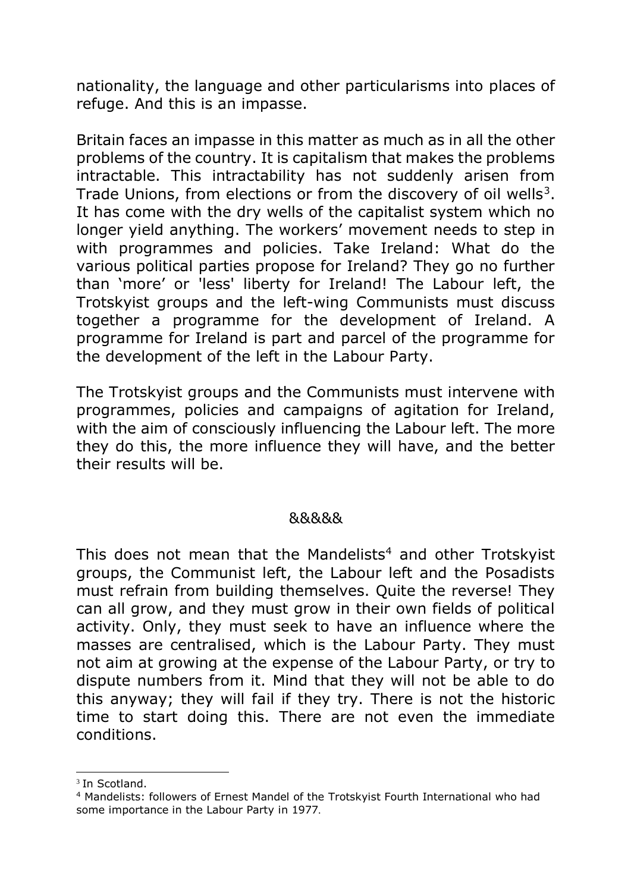nationality, the language and other particularisms into places of refuge. And this is an impasse.

Britain faces an impasse in this matter as much as in all the other problems of the country. It is capitalism that makes the problems intractable. This intractability has not suddenly arisen from Trade Unions, from elections or from the discovery of oil wells[3]. It has come with the dry wells of the capitalist system which no longer yield anything. The workers' movement needs to step in with programmes and policies. Take Ireland: What do the various political parties propose for Ireland? They go no further than 'more' or 'less' liberty for Ireland! The Labour left, the Trotskyist groups and the left-wing Communists must discuss together a programme for the development of Ireland. A programme for Ireland is part and parcel of the programme for the development of the left in the Labour Party.

The Trotskyist groups and the Communists must intervene with programmes, policies and campaigns of agitation for Ireland, with the aim of consciously influencing the Labour left. The more they do this, the more influence they will have, and the better their results will be.

&&&&&

This does not mean that the Mandelists[4] and other Trotskyist groups, the Communist left, the Labour left and the Posadists must refrain from building themselves. Quite the reverse! They can all grow, and they must grow in their own fields of political activity. Only, they must seek to have an influence where the masses are centralised, which is the Labour Party. They must not aim at growing at the expense of the Labour Party, or try to dispute numbers from it. Mind that they will not be able to do this anyway; they will fail if they try. There is not the historic time to start doing this. There are not even the immediate conditions.

---

[3] In Scotland.

[4] Mandelists: followers of Ernest Mandel of the Trotskyist Fourth International who had some importance in the Labour Party in 1977.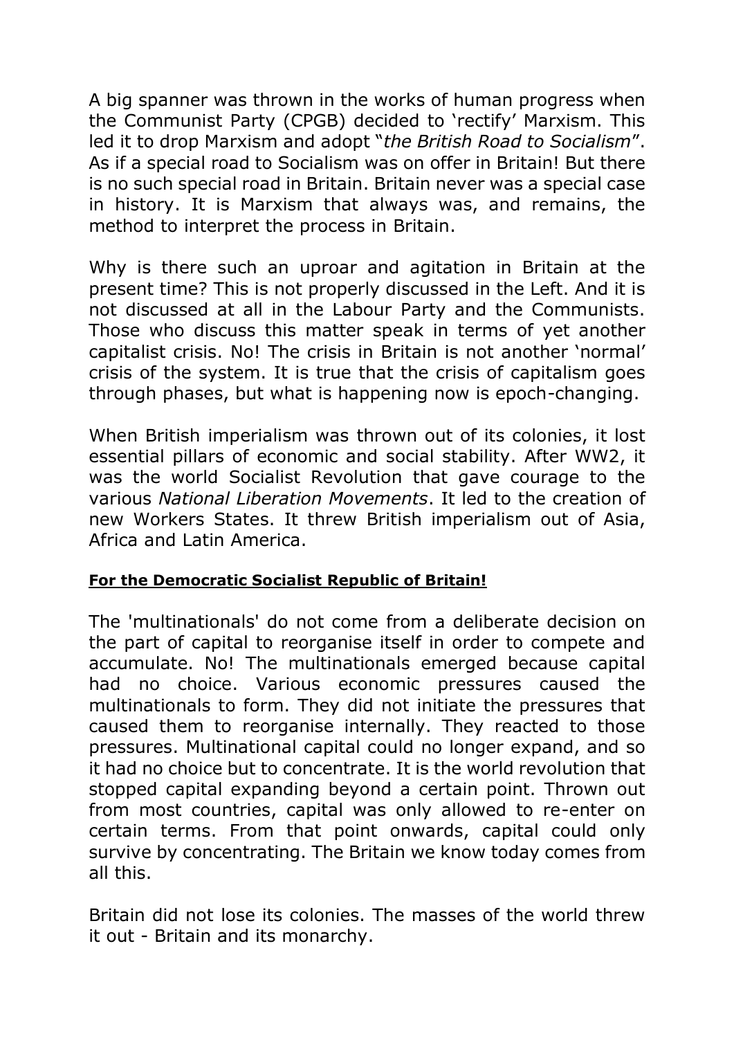A big spanner was thrown in the works of human progress when the Communist Party (CPGB) decided to 'rectify' Marxism. This led it to drop Marxism and adopt "*the British Road to Socialism*". As if a special road to Socialism was on offer in Britain! But there is no such special road in Britain. Britain never was a special case in history. It is Marxism that always was, and remains, the method to interpret the process in Britain.

Why is there such an uproar and agitation in Britain at the present time? This is not properly discussed in the Left. And it is not discussed at all in the Labour Party and the Communists. Those who discuss this matter speak in terms of yet another capitalist crisis. No! The crisis in Britain is not another 'normal' crisis of the system. It is true that the crisis of capitalism goes through phases, but what is happening now is epoch-changing.

When British imperialism was thrown out of its colonies, it lost essential pillars of economic and social stability. After WW2, it was the world Socialist Revolution that gave courage to the various *National Liberation Movements*. It led to the creation of new Workers States. It threw British imperialism out of Asia, Africa and Latin America.

**For the Democratic Socialist Republic of Britain!**

The 'multinationals' do not come from a deliberate decision on the part of capital to reorganise itself in order to compete and accumulate. No! The multinationals emerged because capital had no choice. Various economic pressures caused the multinationals to form. They did not initiate the pressures that caused them to reorganise internally. They reacted to those pressures. Multinational capital could no longer expand, and so it had no choice but to concentrate. It is the world revolution that stopped capital expanding beyond a certain point. Thrown out from most countries, capital was only allowed to re-enter on certain terms. From that point onwards, capital could only survive by concentrating. The Britain we know today comes from all this.

Britain did not lose its colonies. The masses of the world threw it out - Britain and its monarchy.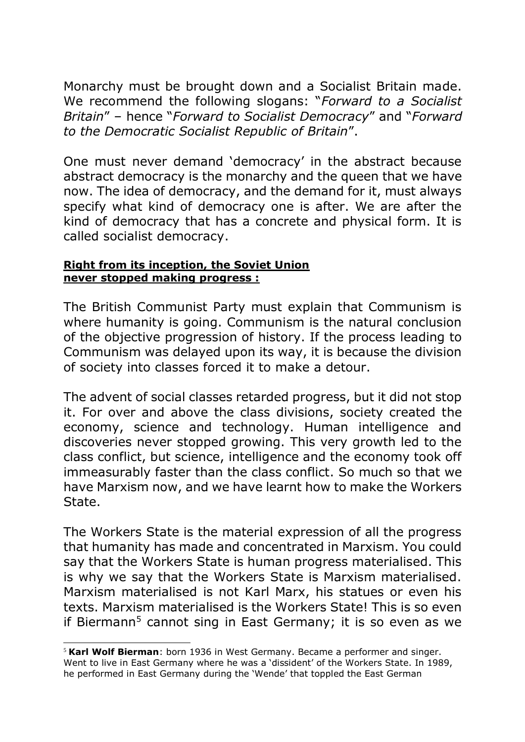Monarchy must be brought down and a Socialist Britain made. We recommend the following slogans: "*Forward to a Socialist Britain*" – hence "*Forward to Socialist Democracy*" and "*Forward to the Democratic Socialist Republic of Britain*".

One must never demand 'democracy' in the abstract because abstract democracy is the monarchy and the queen that we have now. The idea of democracy, and the demand for it, must always specify what kind of democracy one is after. We are after the kind of democracy that has a concrete and physical form. It is called socialist democracy.

**Right from its inception, the Soviet Union never stopped making progress :**

The British Communist Party must explain that Communism is where humanity is going. Communism is the natural conclusion of the objective progression of history. If the process leading to Communism was delayed upon its way, it is because the division of society into classes forced it to make a detour.

The advent of social classes retarded progress, but it did not stop it. For over and above the class divisions, society created the economy, science and technology. Human intelligence and discoveries never stopped growing. This very growth led to the class conflict, but science, intelligence and the economy took off immeasurably faster than the class conflict. So much so that we have Marxism now, and we have learnt how to make the Workers State.

The Workers State is the material expression of all the progress that humanity has made and concentrated in Marxism. You could say that the Workers State is human progress materialised. This is why we say that the Workers State is Marxism materialised. Marxism materialised is not Karl Marx, his statues or even his texts. Marxism materialised is the Workers State! This is so even if Biermann[5] cannot sing in East Germany; it is so even as we

[5] **Karl Wolf Bierman**: born 1936 in West Germany. Became a performer and singer. Went to live in East Germany where he was a 'dissident' of the Workers State. In 1989, he performed in East Germany during the 'Wende' that toppled the East German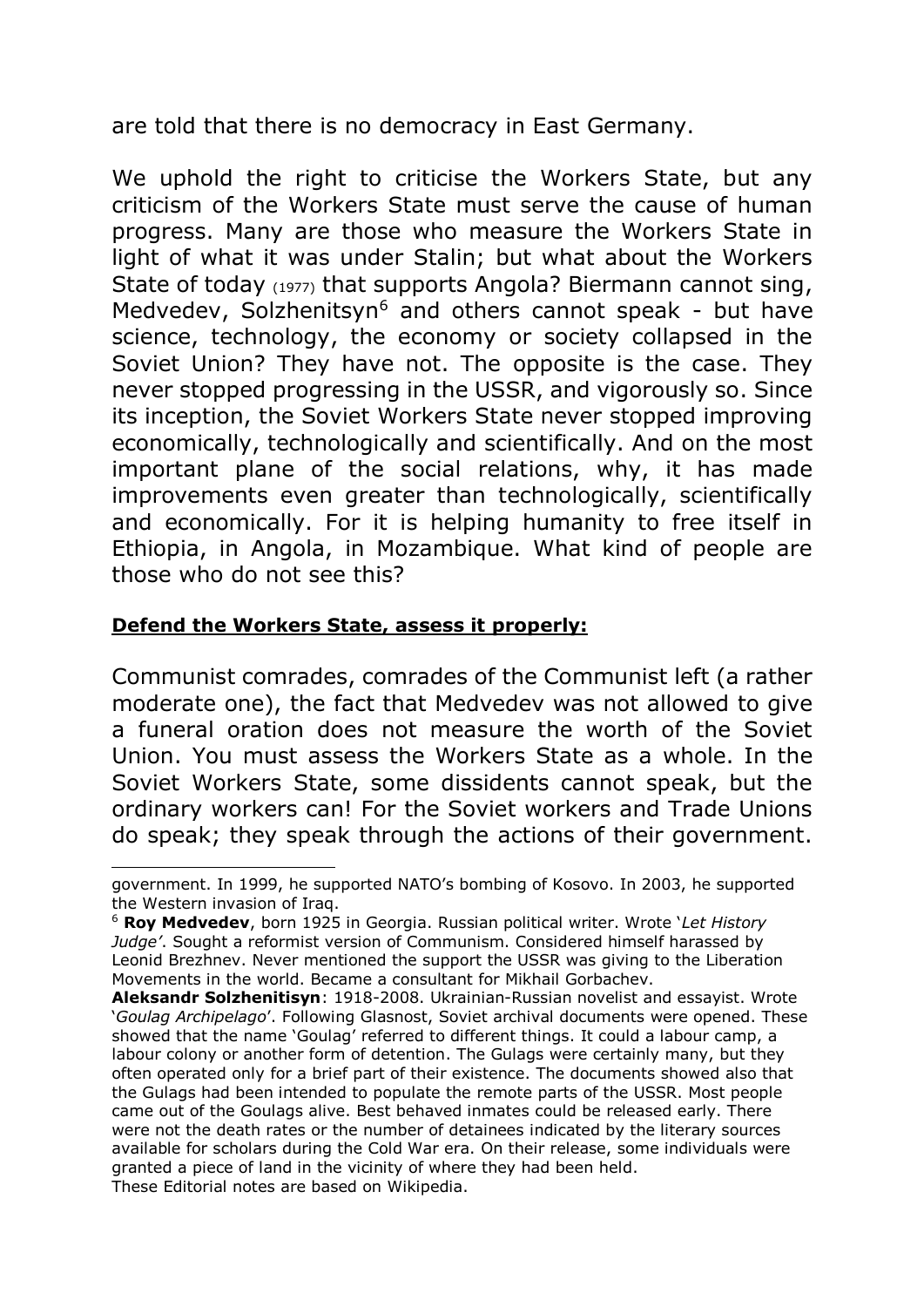are told that there is no democracy in East Germany.

We uphold the right to criticise the Workers State, but any criticism of the Workers State must serve the cause of human progress. Many are those who measure the Workers State in light of what it was under Stalin; but what about the Workers State of today (1977) that supports Angola? Biermann cannot sing, Medvedev, Solzhenitsyn[6] and others cannot speak - but have science, technology, the economy or society collapsed in the Soviet Union? They have not. The opposite is the case. They never stopped progressing in the USSR, and vigorously so. Since its inception, the Soviet Workers State never stopped improving economically, technologically and scientifically. And on the most important plane of the social relations, why, it has made improvements even greater than technologically, scientifically and economically. For it is helping humanity to free itself in Ethiopia, in Angola, in Mozambique. What kind of people are those who do not see this?

**Defend the Workers State, assess it properly:**

Communist comrades, comrades of the Communist left (a rather moderate one), the fact that Medvedev was not allowed to give a funeral oration does not measure the worth of the Soviet Union. You must assess the Workers State as a whole. In the Soviet Workers State, some dissidents cannot speak, but the ordinary workers can! For the Soviet workers and Trade Unions do speak; they speak through the actions of their government.

---

government. In 1999, he supported NATO's bombing of Kosovo. In 2003, he supported the Western invasion of Iraq.

[6] **Roy Medvedev**, born 1925 in Georgia. Russian political writer. Wrote '*Let History Judge'*. Sought a reformist version of Communism. Considered himself harassed by Leonid Brezhnev. Never mentioned the support the USSR was giving to the Liberation Movements in the world. Became a consultant for Mikhail Gorbachev.

**Aleksandr Solzhenitsyn**: 1918-2008. Ukrainian-Russian novelist and essayist. Wrote '*Goulag Archipelago*'. Following Glasnost, Soviet archival documents were opened. These showed that the name 'Goulag' referred to different things. It could a labour camp, a labour colony or another form of detention. The Gulags were certainly many, but they often operated only for a brief part of their existence. The documents showed also that the Gulags had been intended to populate the remote parts of the USSR. Most people came out of the Goulags alive. Best behaved inmates could be released early. There were not the death rates or the number of detainees indicated by the literary sources available for scholars during the Cold War era. On their release, some individuals were granted a piece of land in the vicinity of where they had been held.
These Editorial notes are based on Wikipedia.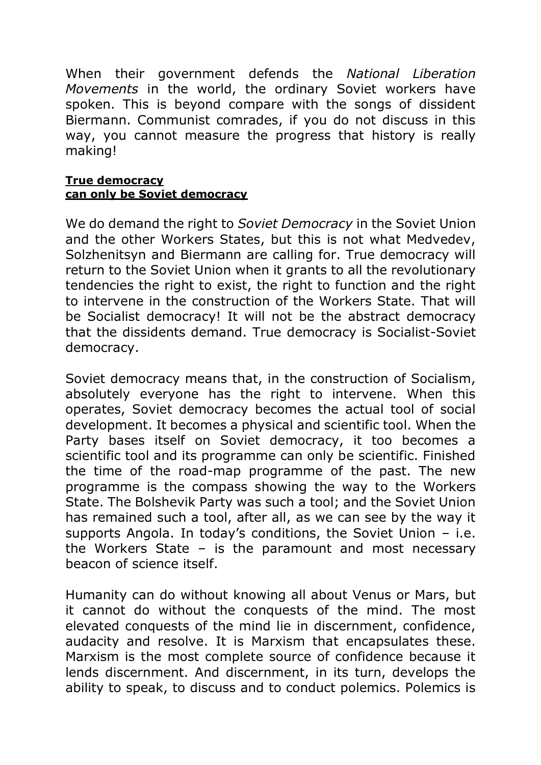When their government defends the *National Liberation Movements* in the world, the ordinary Soviet workers have spoken. This is beyond compare with the songs of dissident Biermann. Communist comrades, if you do not discuss in this way, you cannot measure the progress that history is really making!

## **True democracy can only be Soviet democracy**

We do demand the right to *Soviet Democracy* in the Soviet Union and the other Workers States, but this is not what Medvedev, Solzhenitsyn and Biermann are calling for. True democracy will return to the Soviet Union when it grants to all the revolutionary tendencies the right to exist, the right to function and the right to intervene in the construction of the Workers State. That will be Socialist democracy! It will not be the abstract democracy that the dissidents demand. True democracy is Socialist-Soviet democracy.

Soviet democracy means that, in the construction of Socialism, absolutely everyone has the right to intervene. When this operates, Soviet democracy becomes the actual tool of social development. It becomes a physical and scientific tool. When the Party bases itself on Soviet democracy, it too becomes a scientific tool and its programme can only be scientific. Finished the time of the road-map programme of the past. The new programme is the compass showing the way to the Workers State. The Bolshevik Party was such a tool; and the Soviet Union has remained such a tool, after all, as we can see by the way it supports Angola. In today's conditions, the Soviet Union – i.e. the Workers State – is the paramount and most necessary beacon of science itself.

Humanity can do without knowing all about Venus or Mars, but it cannot do without the conquests of the mind. The most elevated conquests of the mind lie in discernment, confidence, audacity and resolve. It is Marxism that encapsulates these. Marxism is the most complete source of confidence because it lends discernment. And discernment, in its turn, develops the ability to speak, to discuss and to conduct polemics. Polemics is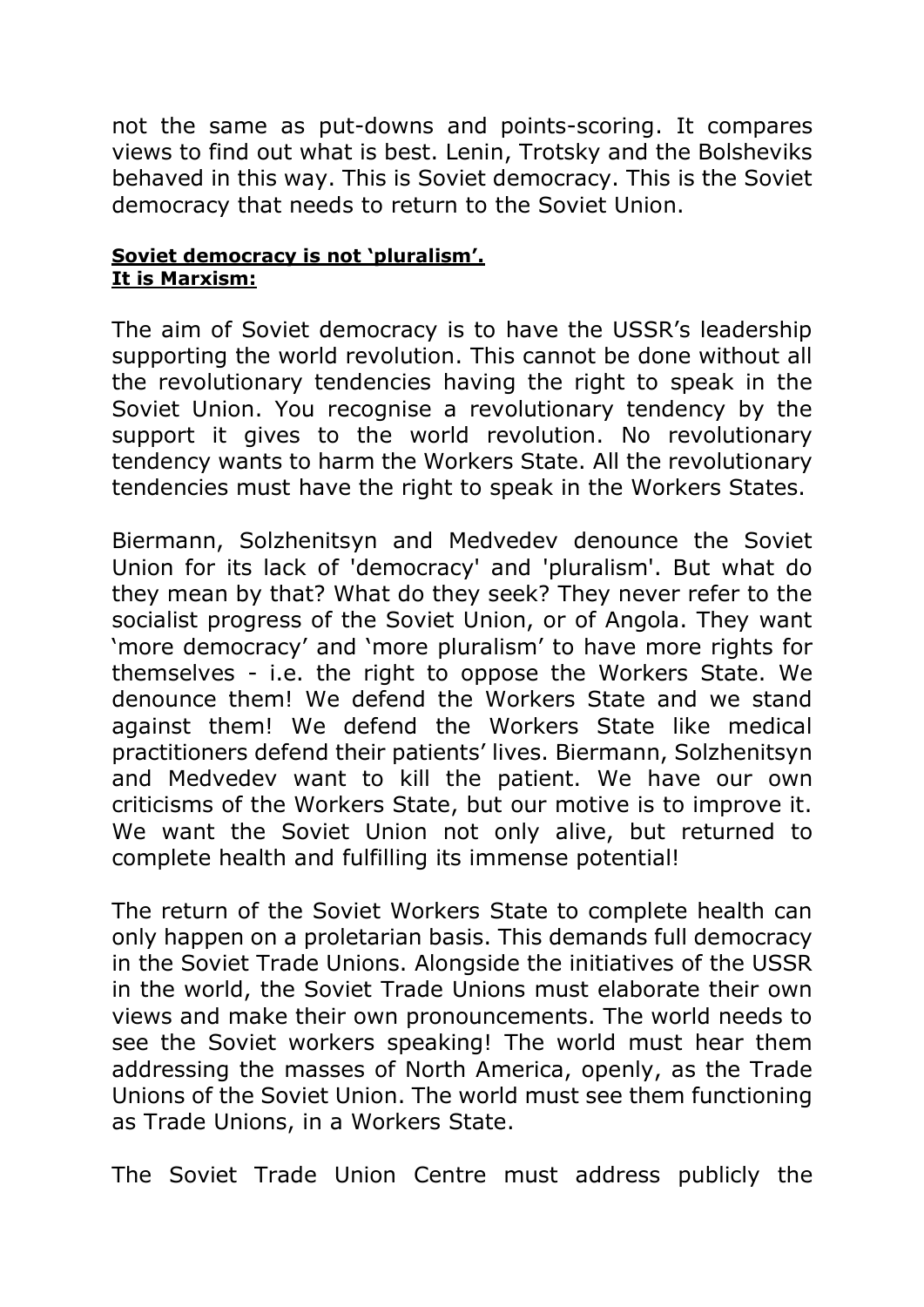not the same as put-downs and points-scoring. It compares views to find out what is best. Lenin, Trotsky and the Bolsheviks behaved in this way. This is Soviet democracy. This is the Soviet democracy that needs to return to the Soviet Union.

**Soviet democracy is not 'pluralism'.**
**It is Marxism:**

The aim of Soviet democracy is to have the USSR's leadership supporting the world revolution. This cannot be done without all the revolutionary tendencies having the right to speak in the Soviet Union. You recognise a revolutionary tendency by the support it gives to the world revolution. No revolutionary tendency wants to harm the Workers State. All the revolutionary tendencies must have the right to speak in the Workers States.

Biermann, Solzhenitsyn and Medvedev denounce the Soviet Union for its lack of 'democracy' and 'pluralism'. But what do they mean by that? What do they seek? They never refer to the socialist progress of the Soviet Union, or of Angola. They want 'more democracy' and 'more pluralism' to have more rights for themselves - i.e. the right to oppose the Workers State. We denounce them! We defend the Workers State and we stand against them! We defend the Workers State like medical practitioners defend their patients' lives. Biermann, Solzhenitsyn and Medvedev want to kill the patient. We have our own criticisms of the Workers State, but our motive is to improve it. We want the Soviet Union not only alive, but returned to complete health and fulfilling its immense potential!

The return of the Soviet Workers State to complete health can only happen on a proletarian basis. This demands full democracy in the Soviet Trade Unions. Alongside the initiatives of the USSR in the world, the Soviet Trade Unions must elaborate their own views and make their own pronouncements. The world needs to see the Soviet workers speaking! The world must hear them addressing the masses of North America, openly, as the Trade Unions of the Soviet Union. The world must see them functioning as Trade Unions, in a Workers State.

The Soviet Trade Union Centre must address publicly the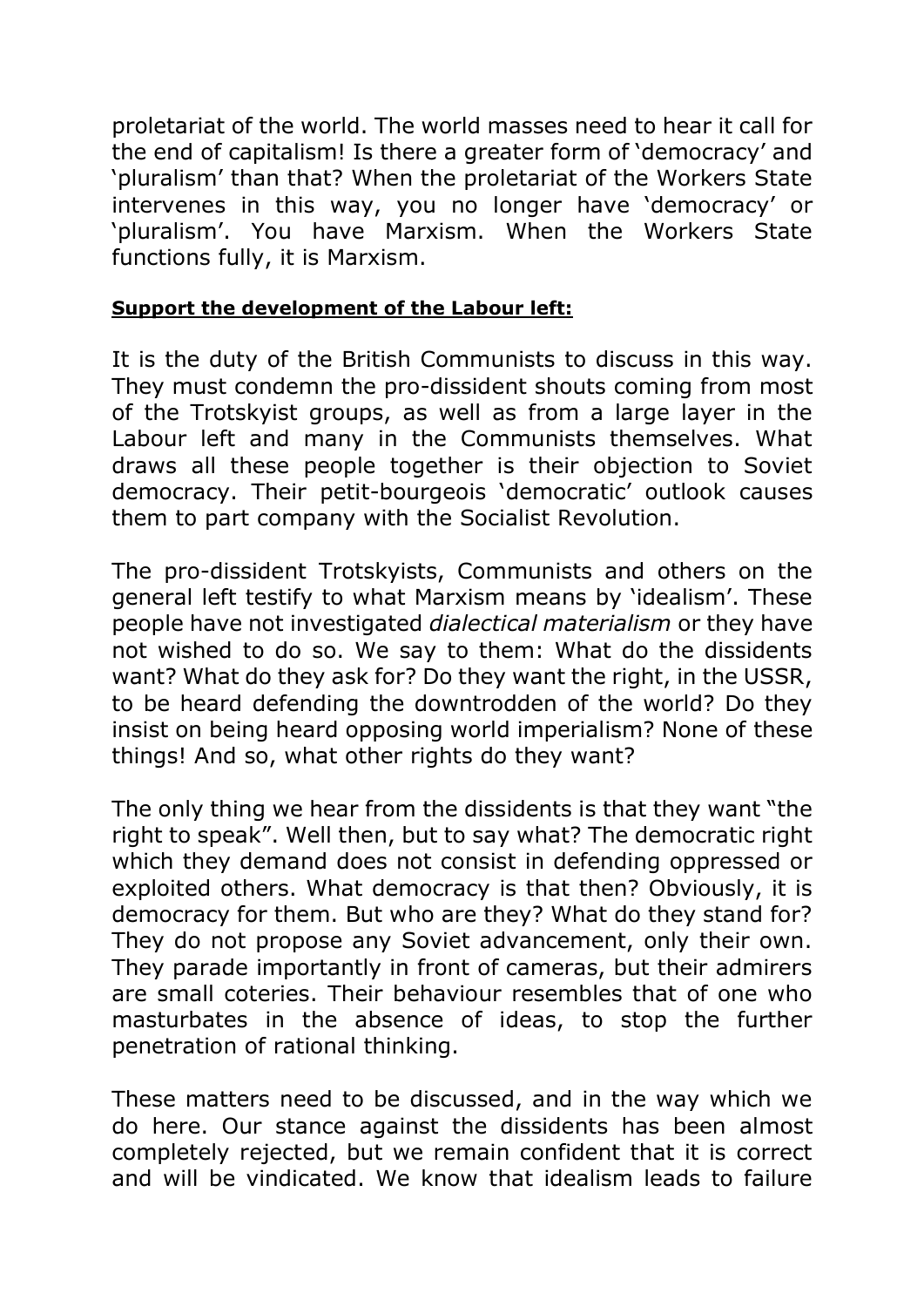proletariat of the world. The world masses need to hear it call for the end of capitalism! Is there a greater form of 'democracy' and 'pluralism' than that? When the proletariat of the Workers State intervenes in this way, you no longer have 'democracy' or 'pluralism'. You have Marxism. When the Workers State functions fully, it is Marxism.

**Support the development of the Labour left:**

It is the duty of the British Communists to discuss in this way. They must condemn the pro-dissident shouts coming from most of the Trotskyist groups, as well as from a large layer in the Labour left and many in the Communists themselves. What draws all these people together is their objection to Soviet democracy. Their petit-bourgeois 'democratic' outlook causes them to part company with the Socialist Revolution.

The pro-dissident Trotskyists, Communists and others on the general left testify to what Marxism means by 'idealism'. These people have not investigated *dialectical materialism* or they have not wished to do so. We say to them: What do the dissidents want? What do they ask for? Do they want the right, in the USSR, to be heard defending the downtrodden of the world? Do they insist on being heard opposing world imperialism? None of these things! And so, what other rights do they want?

The only thing we hear from the dissidents is that they want "the right to speak". Well then, but to say what? The democratic right which they demand does not consist in defending oppressed or exploited others. What democracy is that then? Obviously, it is democracy for them. But who are they? What do they stand for? They do not propose any Soviet advancement, only their own. They parade importantly in front of cameras, but their admirers are small coteries. Their behaviour resembles that of one who masturbates in the absence of ideas, to stop the further penetration of rational thinking.

These matters need to be discussed, and in the way which we do here. Our stance against the dissidents has been almost completely rejected, but we remain confident that it is correct and will be vindicated. We know that idealism leads to failure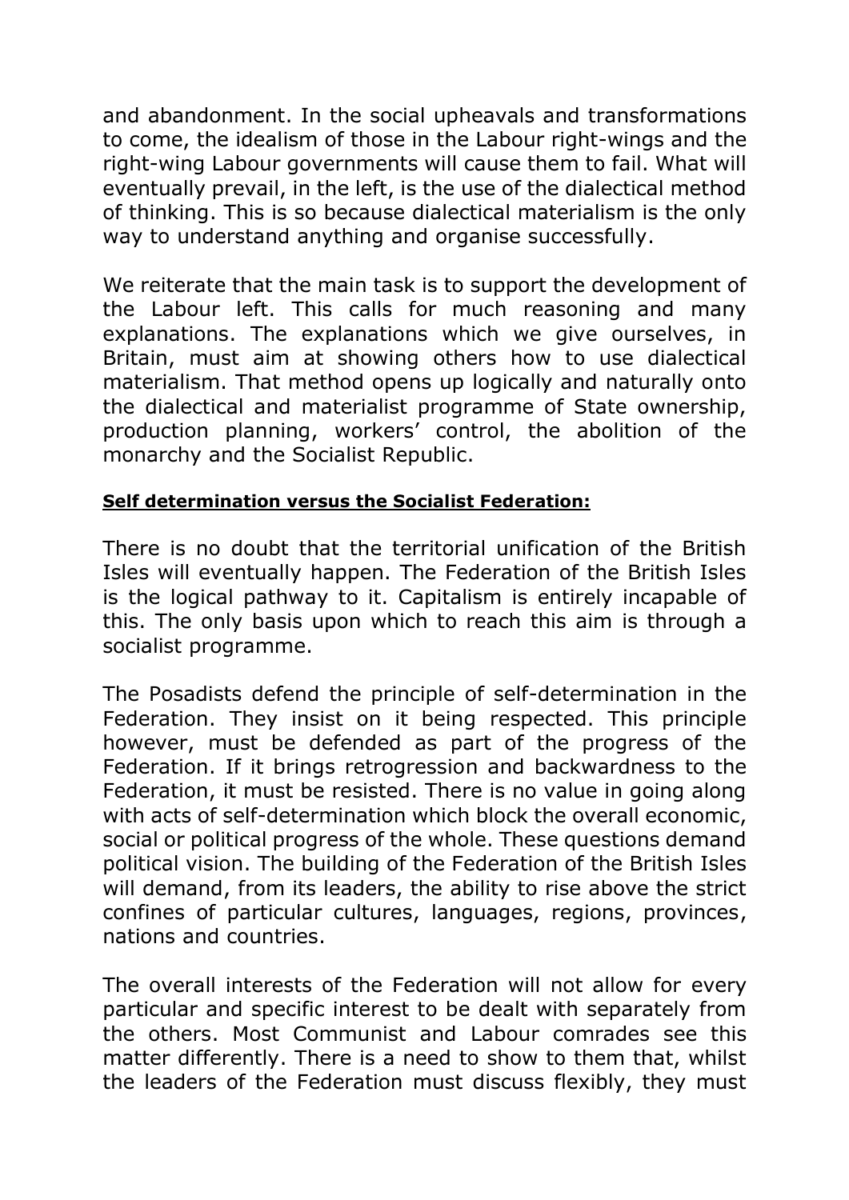and abandonment. In the social upheavals and transformations to come, the idealism of those in the Labour right-wings and the right-wing Labour governments will cause them to fail. What will eventually prevail, in the left, is the use of the dialectical method of thinking. This is so because dialectical materialism is the only way to understand anything and organise successfully.

We reiterate that the main task is to support the development of the Labour left. This calls for much reasoning and many explanations. The explanations which we give ourselves, in Britain, must aim at showing others how to use dialectical materialism. That method opens up logically and naturally onto the dialectical and materialist programme of State ownership, production planning, workers' control, the abolition of the monarchy and the Socialist Republic.

**Self determination versus the Socialist Federation:**

There is no doubt that the territorial unification of the British Isles will eventually happen. The Federation of the British Isles is the logical pathway to it. Capitalism is entirely incapable of this. The only basis upon which to reach this aim is through a socialist programme.

The Posadists defend the principle of self-determination in the Federation. They insist on it being respected. This principle however, must be defended as part of the progress of the Federation. If it brings retrogression and backwardness to the Federation, it must be resisted. There is no value in going along with acts of self-determination which block the overall economic, social or political progress of the whole. These questions demand political vision. The building of the Federation of the British Isles will demand, from its leaders, the ability to rise above the strict confines of particular cultures, languages, regions, provinces, nations and countries.

The overall interests of the Federation will not allow for every particular and specific interest to be dealt with separately from the others. Most Communist and Labour comrades see this matter differently. There is a need to show to them that, whilst the leaders of the Federation must discuss flexibly, they must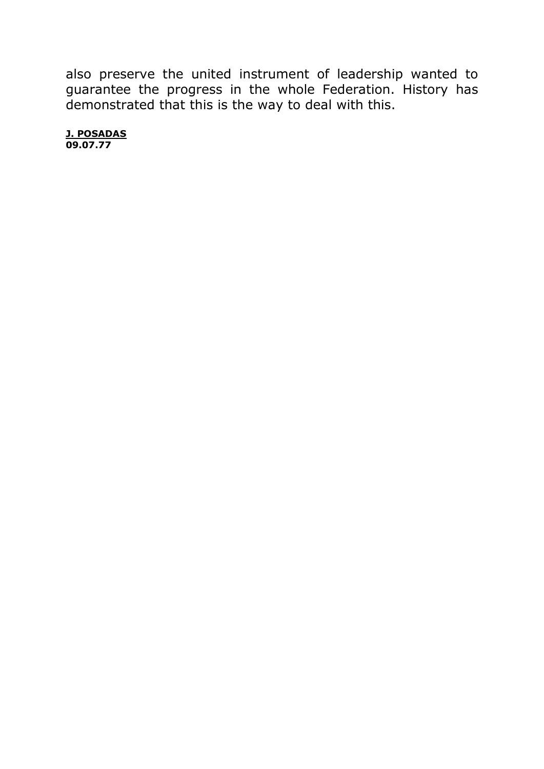also preserve the united instrument of leadership wanted to guarantee the progress in the whole Federation. History has demonstrated that this is the way to deal with this.

**J. POSADAS**
**09.07.77**